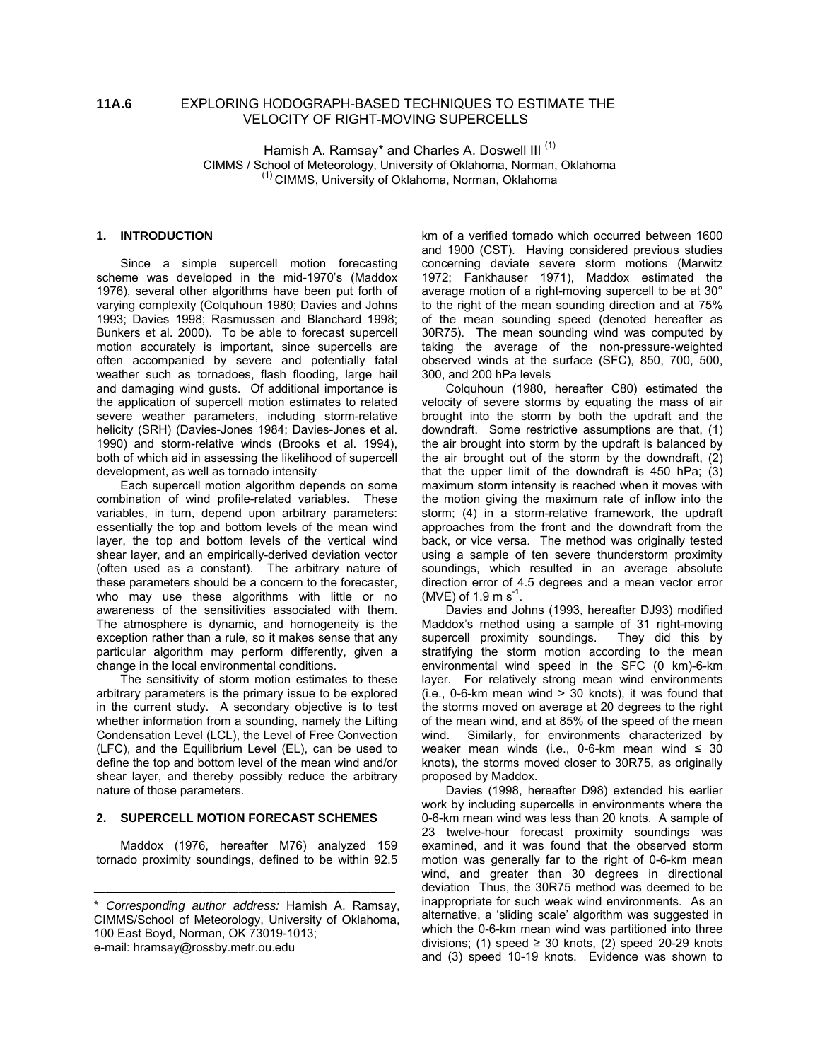# 11A.6 EXPLORING HODOGRAPH-BASED TECHNIQUES TO ESTIMATE THE VELOCITY OF RIGHT-MOVING SUPERCELLS

Hamish A. Ramsay* and Charles A. Doswell III [1]

CIMMS / School of Meteorology, University of Oklahoma, Norman, Oklahoma

[1] CIMMS, University of Oklahoma, Norman, Oklahoma

## 1. INTRODUCTION

Since a simple supercell motion forecasting scheme was developed in the mid-1970's (Maddox 1976), several other algorithms have been put forth of varying complexity (Colquhoun 1980; Davies and Johns 1993; Davies 1998; Rasmussen and Blanchard 1998; Bunkers et al. 2000). To be able to forecast supercell motion accurately is important, since supercells are often accompanied by severe and potentially fatal weather such as tornadoes, flash flooding, large hail and damaging wind gusts. Of additional importance is the application of supercell motion estimates to related severe weather parameters, including storm-relative helicity (SRH) (Davies-Jones 1984; Davies-Jones et al. 1990) and storm-relative winds (Brooks et al. 1994), both of which aid in assessing the likelihood of supercell development, as well as tornado intensity

Each supercell motion algorithm depends on some combination of wind profile-related variables. These variables, in turn, depend upon arbitrary parameters: essentially the top and bottom levels of the mean wind layer, the top and bottom levels of the vertical wind shear layer, and an empirically-derived deviation vector (often used as a constant). The arbitrary nature of these parameters should be a concern to the forecaster, who may use these algorithms with little or no awareness of the sensitivities associated with them. The atmosphere is dynamic, and homogeneity is the exception rather than a rule, so it makes sense that any particular algorithm may perform differently, given a change in the local environmental conditions.

The sensitivity of storm motion estimates to these arbitrary parameters is the primary issue to be explored in the current study. A secondary objective is to test whether information from a sounding, namely the Lifting Condensation Level (LCL), the Level of Free Convection (LFC), and the Equilibrium Level (EL), can be used to define the top and bottom level of the mean wind and/or shear layer, and thereby possibly reduce the arbitrary nature of those parameters.

## 2. SUPERCELL MOTION FORECAST SCHEMES

Maddox (1976, hereafter M76) analyzed 159 tornado proximity soundings, defined to be within 92.5 km of a verified tornado which occurred between 1600 and 1900 (CST). Having considered previous studies concerning deviate severe storm motions (Marwitz 1972; Fankhauser 1971), Maddox estimated the average motion of a right-moving supercell to be at 30° to the right of the mean sounding direction and at 75% of the mean sounding speed (denoted hereafter as 30R75). The mean sounding wind was computed by taking the average of the non-pressure-weighted observed winds at the surface (SFC), 850, 700, 500, 300, and 200 hPa levels

Colquhoun (1980, hereafter C80) estimated the velocity of severe storms by equating the mass of air brought into the storm by both the updraft and the downdraft. Some restrictive assumptions are that, (1) the air brought into storm by the updraft is balanced by the air brought out of the storm by the downdraft, (2) that the upper limit of the downdraft is 450 hPa; (3) maximum storm intensity is reached when it moves with the motion giving the maximum rate of inflow into the storm; (4) in a storm-relative framework, the updraft approaches from the front and the downdraft from the back, or vice versa. The method was originally tested using a sample of ten severe thunderstorm proximity soundings, which resulted in an average absolute direction error of 4.5 degrees and a mean vector error (MVE) of 1.9 m $s^{-1}$.

Davies and Johns (1993, hereafter DJ93) modified Maddox's method using a sample of 31 right-moving supercell proximity soundings. They did this by stratifying the storm motion according to the mean environmental wind speed in the SFC (0 km)-6-km layer. For relatively strong mean wind environments (i.e., 0-6-km mean wind > 30 knots), it was found that the storms moved on average at 20 degrees to the right of the mean wind, and at 85% of the speed of the mean wind. Similarly, for environments characterized by weaker mean winds (i.e., 0-6-km mean wind ≤ 30 knots), the storms moved closer to 30R75, as originally proposed by Maddox.

Davies (1998, hereafter D98) extended his earlier work by including supercells in environments where the 0-6-km mean wind was less than 20 knots. A sample of 23 twelve-hour forecast proximity soundings was examined, and it was found that the observed storm motion was generally far to the right of 0-6-km mean wind, and greater than 30 degrees in directional deviation Thus, the 30R75 method was deemed to be inappropriate for such weak wind environments. As an alternative, a 'sliding scale' algorithm was suggested in which the 0-6-km mean wind was partitioned into three divisions; (1) speed ≥ 30 knots, (2) speed 20-29 knots and (3) speed 10-19 knots. Evidence was shown to

---

* *Corresponding author address:* Hamish A. Ramsay, CIMMS/School of Meteorology, University of Oklahoma, 100 East Boyd, Norman, OK 73019-1013; e-mail: hramsay@rossby.metr.ou.edu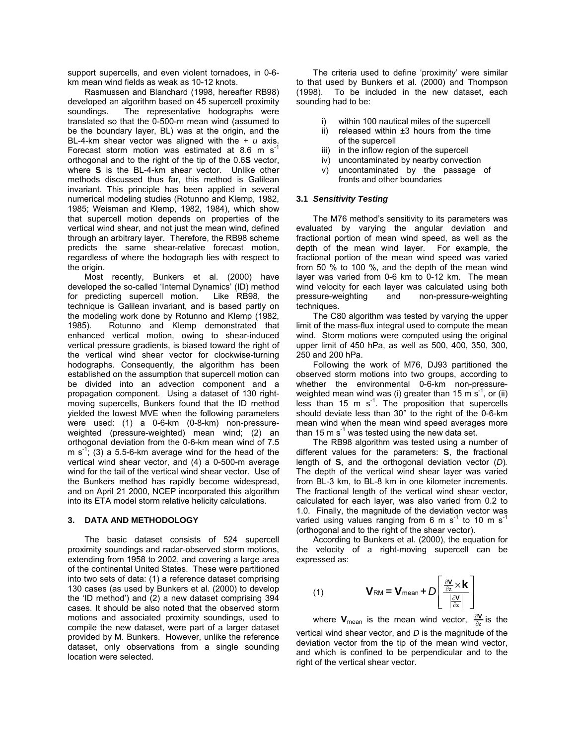support supercells, and even violent tornadoes, in 0-6-km mean wind fields as weak as 10-12 knots.

Rasmussen and Blanchard (1998, hereafter RB98) developed an algorithm based on 45 supercell proximity soundings. The representative hodographs were translated so that the 0-500-m mean wind (assumed to be the boundary layer, BL) was at the origin, and the BL-4-km shear vector was aligned with the + *u* axis. Forecast storm motion was estimated at 8.6 m s$^{-1}$ orthogonal and to the right of the tip of the 0.6**S** vector, where **S** is the BL-4-km shear vector. Unlike other methods discussed thus far, this method is Galilean invariant. This principle has been applied in several numerical modeling studies (Rotunno and Klemp, 1982, 1985; Weisman and Klemp, 1982, 1984), which show that supercell motion depends on properties of the vertical wind shear, and not just the mean wind, defined through an arbitrary layer. Therefore, the RB98 scheme predicts the same shear-relative forecast motion, regardless of where the hodograph lies with respect to the origin.

Most recently, Bunkers et al. (2000) have developed the so-called 'Internal Dynamics' (ID) method for predicting supercell motion. Like RB98, the technique is Galilean invariant, and is based partly on the modeling work done by Rotunno and Klemp (1982, 1985). Rotunno and Klemp demonstrated that enhanced vertical motion, owing to shear-induced vertical pressure gradients, is biased toward the right of the vertical wind shear vector for clockwise-turning hodographs. Consequently, the algorithm has been established on the assumption that supercell motion can be divided into an advection component and a propagation component. Using a dataset of 130 right-moving supercells, Bunkers found that the ID method yielded the lowest MVE when the following parameters were used: (1) a 0-6-km (0-8-km) non-pressure-weighted (pressure-weighted) mean wind; (2) an orthogonal deviation from the 0-6-km mean wind of 7.5 m s$^{-1}$; (3) a 5.5-6-km average wind for the head of the vertical wind shear vector, and (4) a 0-500-m average wind for the tail of the vertical wind shear vector. Use of the Bunkers method has rapidly become widespread, and on April 21 2000, NCEP incorporated this algorithm into its ETA model storm relative helicity calculations.

## 3. DATA AND METHODOLOGY

The basic dataset consists of 524 supercell proximity soundings and radar-observed storm motions, extending from 1958 to 2002, and covering a large area of the continental United States. These were partitioned into two sets of data: (1) a reference dataset comprising 130 cases (as used by Bunkers et al. (2000) to develop the 'ID method') and (2) a new dataset comprising 394 cases. It should be also noted that the observed storm motions and associated proximity soundings, used to compile the new dataset, were part of a larger dataset provided by M. Bunkers. However, unlike the reference dataset, only observations from a single sounding location were selected.

The criteria used to define 'proximity' were similar to that used by Bunkers et al. (2000) and Thompson (1998). To be included in the new dataset, each sounding had to be:

i) within 100 nautical miles of the supercell
ii) released within ±3 hours from the time of the supercell
iii) in the inflow region of the supercell
iv) uncontaminated by nearby convection
v) uncontaminated by the passage of fronts and other boundaries

### 3.1 *Sensitivity Testing*

The M76 method's sensitivity to its parameters was evaluated by varying the angular deviation and fractional portion of mean wind speed, as well as the depth of the mean wind layer. For example, the fractional portion of the mean wind speed was varied from 50 % to 100 %, and the depth of the mean wind layer was varied from 0-6 km to 0-12 km. The mean wind velocity for each layer was calculated using both pressure-weighting and non-pressure-weighting techniques.

The C80 algorithm was tested by varying the upper limit of the mass-flux integral used to compute the mean wind. Storm motions were computed using the original upper limit of 450 hPa, as well as 500, 400, 350, 300, 250 and 200 hPa.

Following the work of M76, DJ93 partitioned the observed storm motions into two groups, according to whether the environmental 0-6-km non-pressure-weighted mean wind was (i) greater than 15 m s$^{-1}$, or (ii) less than 15 m s$^{-1}$. The proposition that supercells should deviate less than 30° to the right of the 0-6-km mean wind when the mean wind speed averages more than 15 m s$^{-1}$ was tested using the new data set.

The RB98 algorithm was tested using a number of different values for the parameters: **S**, the fractional length of **S**, and the orthogonal deviation vector (*D*). The depth of the vertical wind shear layer was varied from BL-3 km, to BL-8 km in one kilometer increments. The fractional length of the vertical wind shear vector, calculated for each layer, was also varied from 0.2 to 1.0. Finally, the magnitude of the deviation vector was varied using values ranging from 6 m s$^{-1}$ to 10 m s$^{-1}$ (orthogonal and to the right of the shear vector).

According to Bunkers et al. (2000), the equation for the velocity of a right-moving supercell can be expressed as:

$$\mathbf{V}_{\mathrm{RM}} = \mathbf{V}_{\mathrm{mean}} + D\left[\frac{\frac{\partial \mathbf{V}}{\partial z}\times \mathbf{k}}{\left|\frac{\partial \mathbf{V}}{\partial z}\right|}\right] \qquad (1)$$

where $\mathbf{V}_{\mathrm{mean}}$ is the mean wind vector, $\frac{\partial \mathbf{V}}{\partial z}$ is the vertical wind shear vector, and *D* is the magnitude of the deviation vector from the tip of the mean wind vector, and which is confined to be perpendicular and to the right of the vertical shear vector.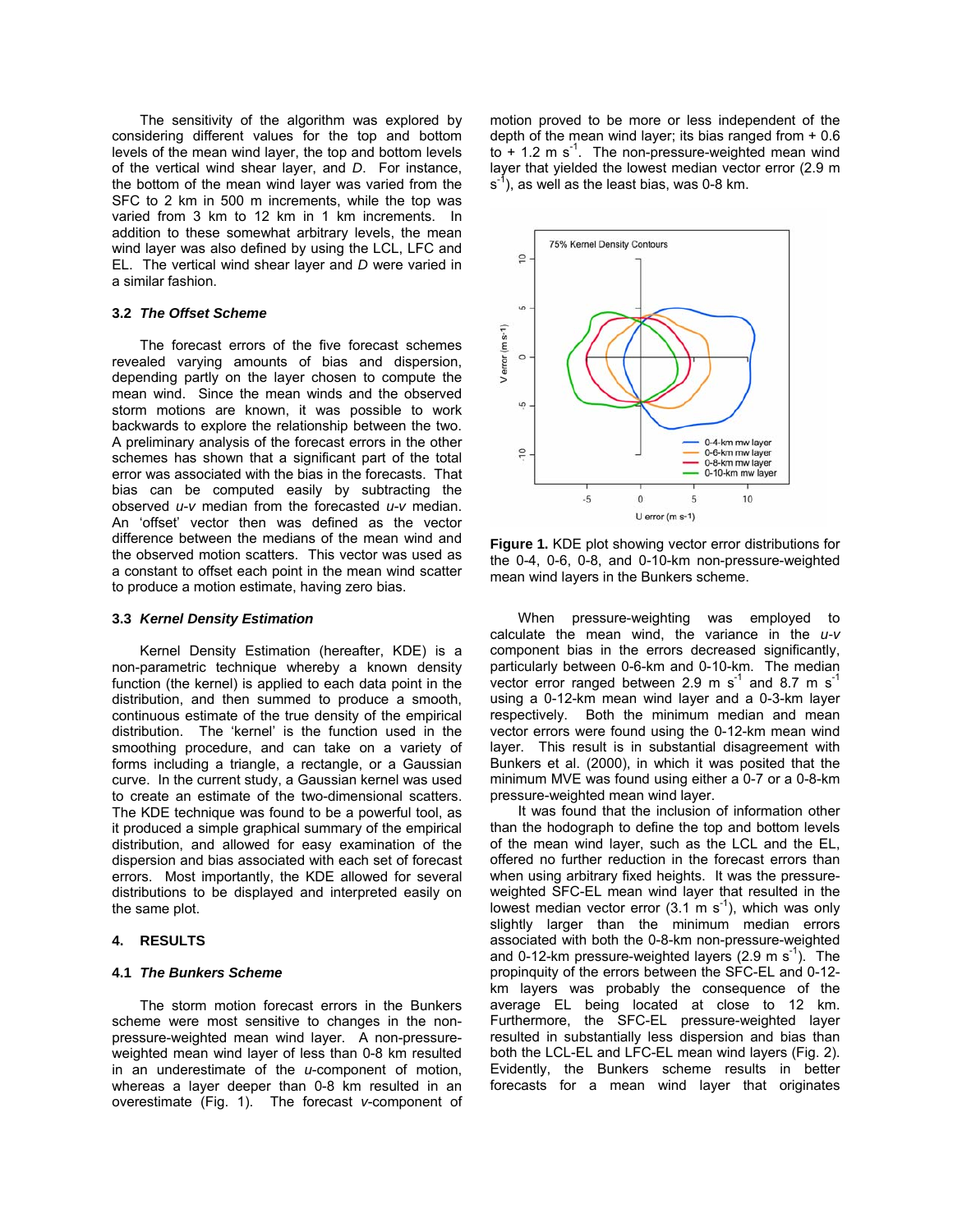The sensitivity of the algorithm was explored by considering different values for the top and bottom levels of the mean wind layer, the top and bottom levels of the vertical wind shear layer, and *D*. For instance, the bottom of the mean wind layer was varied from the SFC to 2 km in 500 m increments, while the top was varied from 3 km to 12 km in 1 km increments. In addition to these somewhat arbitrary levels, the mean wind layer was also defined by using the LCL, LFC and EL. The vertical wind shear layer and *D* were varied in a similar fashion.

### 3.2 *The Offset Scheme*

The forecast errors of the five forecast schemes revealed varying amounts of bias and dispersion, depending partly on the layer chosen to compute the mean wind. Since the mean winds and the observed storm motions are known, it was possible to work backwards to explore the relationship between the two. A preliminary analysis of the forecast errors in the other schemes has shown that a significant part of the total error was associated with the bias in the forecasts. That bias can be computed easily by subtracting the observed *u-v* median from the forecasted *u-v* median. An 'offset' vector then was defined as the vector difference between the medians of the mean wind and the observed motion scatters. This vector was used as a constant to offset each point in the mean wind scatter to produce a motion estimate, having zero bias.

### 3.3 *Kernel Density Estimation*

Kernel Density Estimation (hereafter, KDE) is a non-parametric technique whereby a known density function (the kernel) is applied to each data point in the distribution, and then summed to produce a smooth, continuous estimate of the true density of the empirical distribution. The 'kernel' is the function used in the smoothing procedure, and can take on a variety of forms including a triangle, a rectangle, or a Gaussian curve. In the current study, a Gaussian kernel was used to create an estimate of the two-dimensional scatters. The KDE technique was found to be a powerful tool, as it produced a simple graphical summary of the empirical distribution, and allowed for easy examination of the dispersion and bias associated with each set of forecast errors. Most importantly, the KDE allowed for several distributions to be displayed and interpreted easily on the same plot.

## 4. RESULTS

### 4.1 *The Bunkers Scheme*

The storm motion forecast errors in the Bunkers scheme were most sensitive to changes in the non-pressure-weighted mean wind layer. A non-pressure-weighted mean wind layer of less than 0-8 km resulted in an underestimate of the *u*-component of motion, whereas a layer deeper than 0-8 km resulted in an overestimate (Fig. 1). The forecast *v*-component of motion proved to be more or less independent of the depth of the mean wind layer; its bias ranged from + 0.6 to + 1.2 m s$^{-1}$. The non-pressure-weighted mean wind layer that yielded the lowest median vector error (2.9 m s$^{-1}$), as well as the least bias, was 0-8 km.

**Figure 1.** KDE plot showing vector error distributions for the 0-4, 0-6, 0-8, and 0-10-km non-pressure-weighted mean wind layers in the Bunkers scheme.

When pressure-weighting was employed to calculate the mean wind, the variance in the *u-v* component bias in the errors decreased significantly, particularly between 0-6-km and 0-10-km. The median vector error ranged between 2.9 m s$^{-1}$ and 8.7 m s$^{-1}$ using a 0-12-km mean wind layer and a 0-3-km layer respectively. Both the minimum median and mean vector errors were found using the 0-12-km mean wind layer. This result is in substantial disagreement with Bunkers et al. (2000), in which it was posited that the minimum MVE was found using either a 0-7 or a 0-8-km pressure-weighted mean wind layer.

It was found that the inclusion of information other than the hodograph to define the top and bottom levels of the mean wind layer, such as the LCL and the EL, offered no further reduction in the forecast errors than when using arbitrary fixed heights. It was the pressure-weighted SFC-EL mean wind layer that resulted in the lowest median vector error (3.1 m s$^{-1}$), which was only slightly larger than the minimum median errors associated with both the 0-8-km non-pressure-weighted and 0-12-km pressure-weighted layers (2.9 m s$^{-1}$). The propinquity of the errors between the SFC-EL and 0-12-km layers was probably the consequence of the average EL being located at close to 12 km. Furthermore, the SFC-EL pressure-weighted layer resulted in substantially less dispersion and bias than both the LCL-EL and LFC-EL mean wind layers (Fig. 2). Evidently, the Bunkers scheme results in better forecasts for a mean wind layer that originates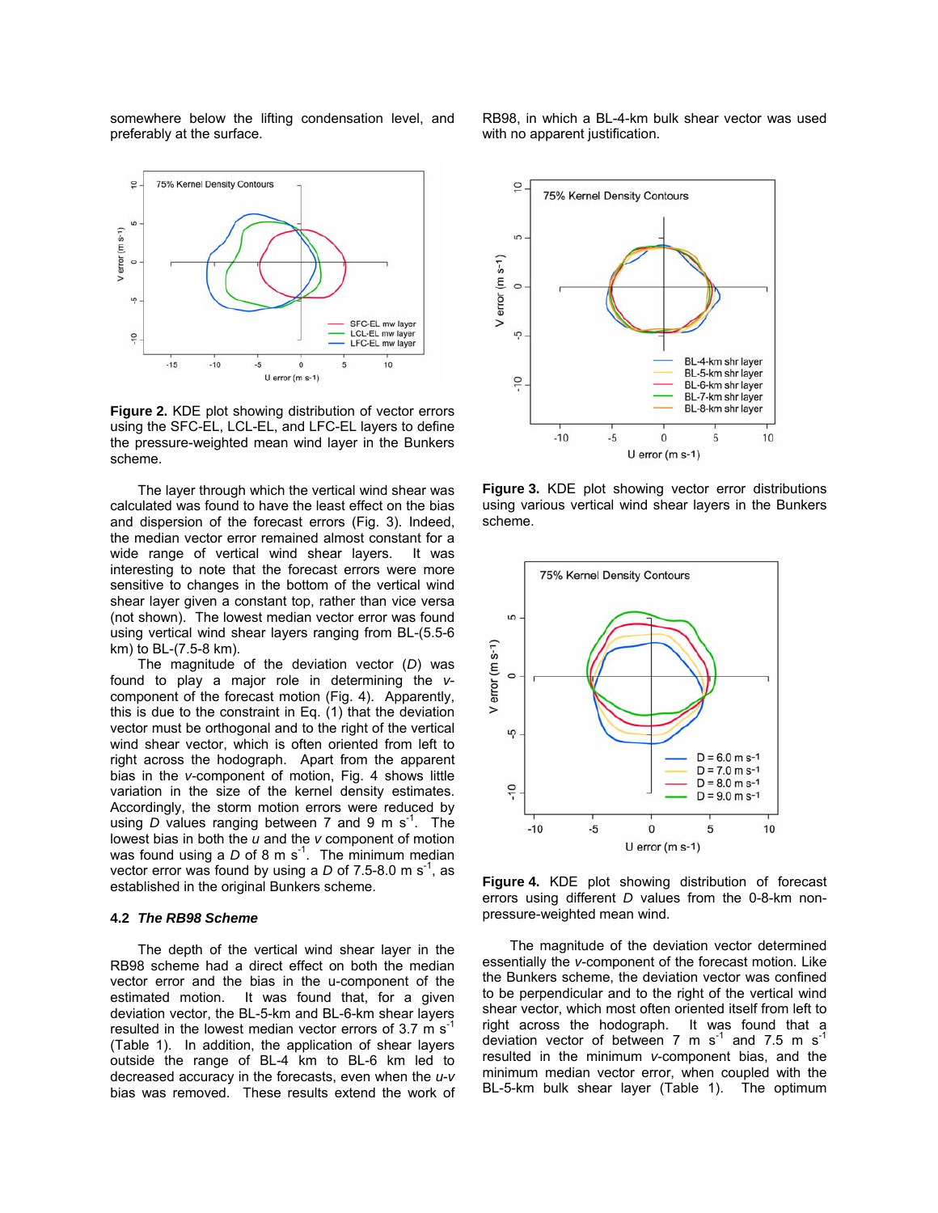somewhere below the lifting condensation level, and preferably at the surface.

**Figure 2.** KDE plot showing distribution of vector errors using the SFC-EL, LCL-EL, and LFC-EL layers to define the pressure-weighted mean wind layer in the Bunkers scheme.

The layer through which the vertical wind shear was calculated was found to have the least effect on the bias and dispersion of the forecast errors (Fig. 3). Indeed, the median vector error remained almost constant for a wide range of vertical wind shear layers. It was interesting to note that the forecast errors were more sensitive to changes in the bottom of the vertical wind shear layer given a constant top, rather than vice versa (not shown). The lowest median vector error was found using vertical wind shear layers ranging from BL-(5.5-6 km) to BL-(7.5-8 km).

The magnitude of the deviation vector (*D*) was found to play a major role in determining the *v*-component of the forecast motion (Fig. 4). Apparently, this is due to the constraint in Eq. (1) that the deviation vector must be orthogonal and to the right of the vertical wind shear vector, which is often oriented from left to right across the hodograph. Apart from the apparent bias in the *v*-component of motion, Fig. 4 shows little variation in the size of the kernel density estimates. Accordingly, the storm motion errors were reduced by using *D* values ranging between 7 and 9 m s$^{-1}$. The lowest bias in both the *u* and the *v* component of motion was found using a *D* of 8 m s$^{-1}$. The minimum median vector error was found by using a *D* of 7.5-8.0 m s$^{-1}$, as established in the original Bunkers scheme.

### 4.2 *The RB98 Scheme*

The depth of the vertical wind shear layer in the RB98 scheme had a direct effect on both the median vector error and the bias in the u-component of the estimated motion. It was found that, for a given deviation vector, the BL-5-km and BL-6-km shear layers resulted in the lowest median vector errors of 3.7 m s$^{-1}$ (Table 1). In addition, the application of shear layers outside the range of BL-4 km to BL-6 km led to decreased accuracy in the forecasts, even when the *u-v* bias was removed. These results extend the work of RB98, in which a BL-4-km bulk shear vector was used with no apparent justification.

**Figure 3.** KDE plot showing vector error distributions using various vertical wind shear layers in the Bunkers scheme.

**Figure 4.** KDE plot showing distribution of forecast errors using different *D* values from the 0-8-km non-pressure-weighted mean wind.

The magnitude of the deviation vector determined essentially the *v*-component of the forecast motion. Like the Bunkers scheme, the deviation vector was confined to be perpendicular and to the right of the vertical wind shear vector, which most often oriented itself from left to right across the hodograph. It was found that a deviation vector of between 7 m s$^{-1}$ and 7.5 m s$^{-1}$ resulted in the minimum *v*-component bias, and the minimum median vector error, when coupled with the BL-5-km bulk shear layer (Table 1). The optimum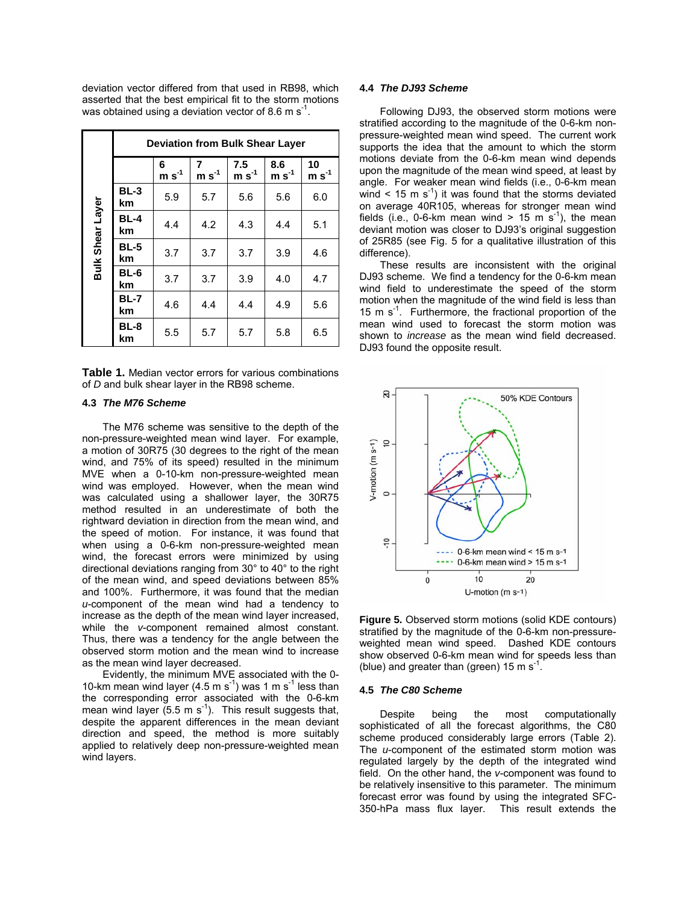deviation vector differed from that used in RB98, which asserted that the best empirical fit to the storm motions was obtained using a deviation vector of 8.6 m s$^{-1}$.

| Bulk Shear Layer | Deviation from Bulk Shear Layer | | | | |
|---|---|---|---|---|---|
| | 6 m s$^{-1}$ | 7 m s$^{-1}$ | 7.5 m s$^{-1}$ | 8.6 m s$^{-1}$ | 10 m s$^{-1}$ |
| BL-3 km | 5.9 | 5.7 | 5.6 | 5.6 | 6.0 |
| BL-4 km | 4.4 | 4.2 | 4.3 | 4.4 | 5.1 |
| BL-5 km | 3.7 | 3.7 | 3.7 | 3.9 | 4.6 |
| BL-6 km | 3.7 | 3.7 | 3.9 | 4.0 | 4.7 |
| BL-7 km | 4.6 | 4.4 | 4.4 | 4.9 | 5.6 |
| BL-8 km | 5.5 | 5.7 | 5.7 | 5.8 | 6.5 |

**Table 1.** Median vector errors for various combinations of *D* and bulk shear layer in the RB98 scheme.

### 4.3 *The M76 Scheme*

The M76 scheme was sensitive to the depth of the non-pressure-weighted mean wind layer. For example, a motion of 30R75 (30 degrees to the right of the mean wind, and 75% of its speed) resulted in the minimum MVE when a 0-10-km non-pressure-weighted mean wind was employed. However, when the mean wind was calculated using a shallower layer, the 30R75 method resulted in an underestimate of both the rightward deviation in direction from the mean wind, and the speed of motion. For instance, it was found that when using a 0-6-km non-pressure-weighted mean wind, the forecast errors were minimized by using directional deviations ranging from 30° to 40° to the right of the mean wind, and speed deviations between 85% and 100%. Furthermore, it was found that the median *u*-component of the mean wind had a tendency to increase as the depth of the mean wind layer increased, while the *v*-component remained almost constant. Thus, there was a tendency for the angle between the observed storm motion and the mean wind to increase as the mean wind layer decreased.

Evidently, the minimum MVE associated with the 0-10-km mean wind layer (4.5 m s$^{-1}$) was 1 m s$^{-1}$ less than the corresponding error associated with the 0-6-km mean wind layer (5.5 m s$^{-1}$). This result suggests that, despite the apparent differences in the mean deviant direction and speed, the method is more suitably applied to relatively deep non-pressure-weighted mean wind layers.

### 4.4 *The DJ93 Scheme*

Following DJ93, the observed storm motions were stratified according to the magnitude of the 0-6-km non-pressure-weighted mean wind speed. The current work supports the idea that the amount to which the storm motions deviate from the 0-6-km mean wind depends upon the magnitude of the mean wind speed, at least by angle. For weaker mean wind fields (i.e., 0-6-km mean wind < 15 m s$^{-1}$) it was found that the storms deviated on average 40R105, whereas for stronger mean wind fields (i.e., 0-6-km mean wind > 15 m s$^{-1}$), the mean deviant motion was closer to DJ93's original suggestion of 25R85 (see Fig. 5 for a qualitative illustration of this difference).

These results are inconsistent with the original DJ93 scheme. We find a tendency for the 0-6-km mean wind field to underestimate the speed of the storm motion when the magnitude of the wind field is less than 15 m s$^{-1}$. Furthermore, the fractional proportion of the mean wind used to forecast the storm motion was shown to *increase* as the mean wind field decreased. DJ93 found the opposite result.

**Figure 5.** Observed storm motions (solid KDE contours) stratified by the magnitude of the 0-6-km non-pressure-weighted mean wind speed. Dashed KDE contours show observed 0-6-km mean wind for speeds less than (blue) and greater than (green) 15 m s$^{-1}$.

### 4.5 *The C80 Scheme*

Despite being the most computationally sophisticated of all the forecast algorithms, the C80 scheme produced considerably large errors (Table 2). The *u*-component of the estimated storm motion was regulated largely by the depth of the integrated wind field. On the other hand, the *v*-component was found to be relatively insensitive to this parameter. The minimum forecast error was found by using the integrated SFC-350-hPa mass flux layer. This result extends the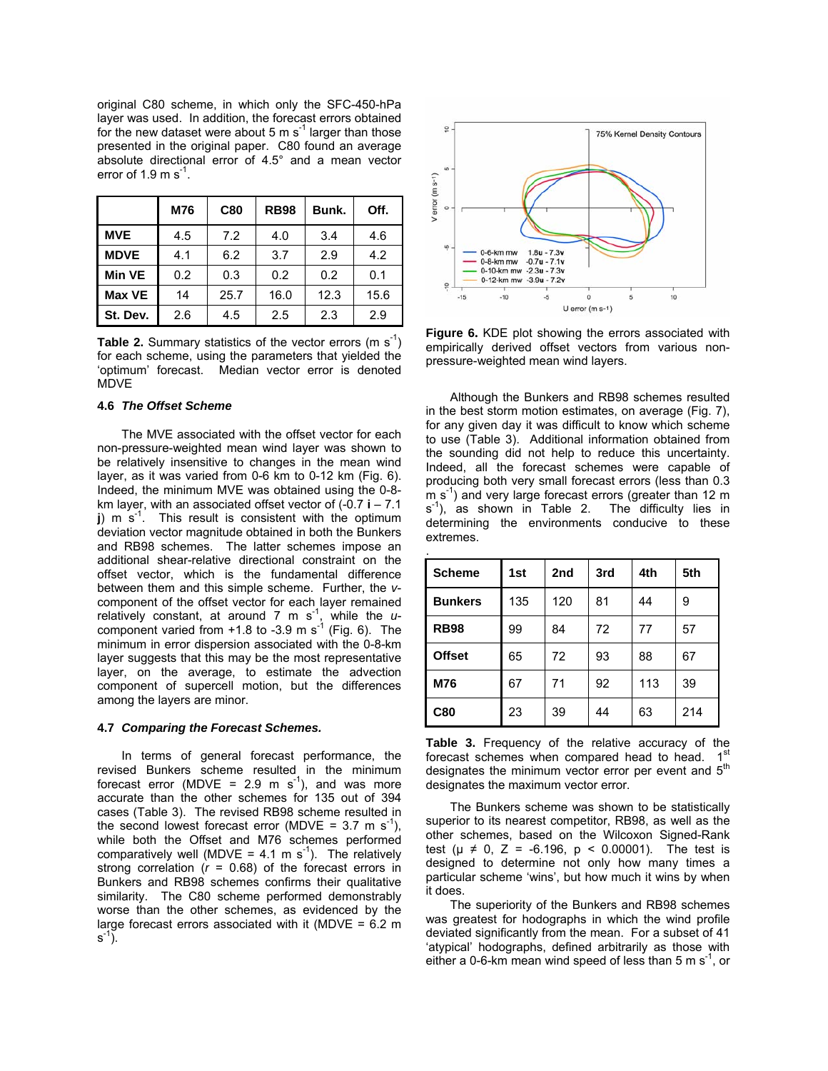original C80 scheme, in which only the SFC-450-hPa layer was used. In addition, the forecast errors obtained for the new dataset were about 5 m s$^{-1}$ larger than those presented in the original paper. C80 found an average absolute directional error of 4.5° and a mean vector error of 1.9 m s$^{-1}$.

| | M76 | C80 | RB98 | Bunk. | Off. |
|---|---|---|---|---|---|
| MVE | 4.5 | 7.2 | 4.0 | 3.4 | 4.6 |
| MDVE | 4.1 | 6.2 | 3.7 | 2.9 | 4.2 |
| Min VE | 0.2 | 0.3 | 0.2 | 0.2 | 0.1 |
| Max VE | 14 | 25.7 | 16.0 | 12.3 | 15.6 |
| St. Dev. | 2.6 | 4.5 | 2.5 | 2.3 | 2.9 |

**Table 2.** Summary statistics of the vector errors (m s$^{-1}$) for each scheme, using the parameters that yielded the 'optimum' forecast. Median vector error is denoted MDVE

### 4.6 *The Offset Scheme*

The MVE associated with the offset vector for each non-pressure-weighted mean wind layer was shown to be relatively insensitive to changes in the mean wind layer, as it was varied from 0-6 km to 0-12 km (Fig. 6). Indeed, the minimum MVE was obtained using the 0-8-km layer, with an associated offset vector of (-0.7 **i** – 7.1 **j**) m s$^{-1}$. This result is consistent with the optimum deviation vector magnitude obtained in both the Bunkers and RB98 schemes. The latter schemes impose an additional shear-relative directional constraint on the offset vector, which is the fundamental difference between them and this simple scheme. Further, the *v*-component of the offset vector for each layer remained relatively constant, at around 7 m s$^{-1}$, while the *u*-component varied from +1.8 to -3.9 m s$^{-1}$ (Fig. 6). The minimum in error dispersion associated with the 0-8-km layer suggests that this may be the most representative layer, on the average, to estimate the advection component of supercell motion, but the differences among the layers are minor.

### 4.7 *Comparing the Forecast Schemes.*

In terms of general forecast performance, the revised Bunkers scheme resulted in the minimum forecast error (MDVE = 2.9 m s$^{-1}$), and was more accurate than the other schemes for 135 out of 394 cases (Table 3). The revised RB98 scheme resulted in the second lowest forecast error (MDVE = 3.7 m s$^{-1}$), while both the Offset and M76 schemes performed comparatively well (MDVE = 4.1 m s$^{-1}$). The relatively strong correlation ($r$ = 0.68) of the forecast errors in Bunkers and RB98 schemes confirms their qualitative similarity. The C80 scheme performed demonstrably worse than the other schemes, as evidenced by the large forecast errors associated with it (MDVE = 6.2 m s$^{-1}$).

**Figure 6.** KDE plot showing the errors associated with empirically derived offset vectors from various non-pressure-weighted mean wind layers.

Although the Bunkers and RB98 schemes resulted in the best storm motion estimates, on average (Fig. 7), for any given day it was difficult to know which scheme to use (Table 3). Additional information obtained from the sounding did not help to reduce this uncertainty. Indeed, all the forecast schemes were capable of producing both very small forecast errors (less than 0.3 m s$^{-1}$) and very large forecast errors (greater than 12 m s$^{-1}$), as shown in Table 2. The difficulty lies in determining the environments conducive to these extremes.

| Scheme | 1st | 2nd | 3rd | 4th | 5th |
|---|---|---|---|---|---|
| Bunkers | 135 | 120 | 81 | 44 | 9 |
| RB98 | 99 | 84 | 72 | 77 | 57 |
| Offset | 65 | 72 | 93 | 88 | 67 |
| M76 | 67 | 71 | 92 | 113 | 39 |
| C80 | 23 | 39 | 44 | 63 | 214 |

**Table 3.** Frequency of the relative accuracy of the forecast schemes when compared head to head. 1$^{st}$ designates the minimum vector error per event and 5$^{th}$ designates the maximum vector error.

The Bunkers scheme was shown to be statistically superior to its nearest competitor, RB98, as well as the other schemes, based on the Wilcoxon Signed-Rank test ($\mu \neq 0$, Z = -6.196, $p < 0.00001$). The test is designed to determine not only how many times a particular scheme 'wins', but how much it wins by when it does.

The superiority of the Bunkers and RB98 schemes was greatest for hodographs in which the wind profile deviated significantly from the mean. For a subset of 41 'atypical' hodographs, defined arbitrarily as those with either a 0-6-km mean wind speed of less than 5 m s$^{-1}$, or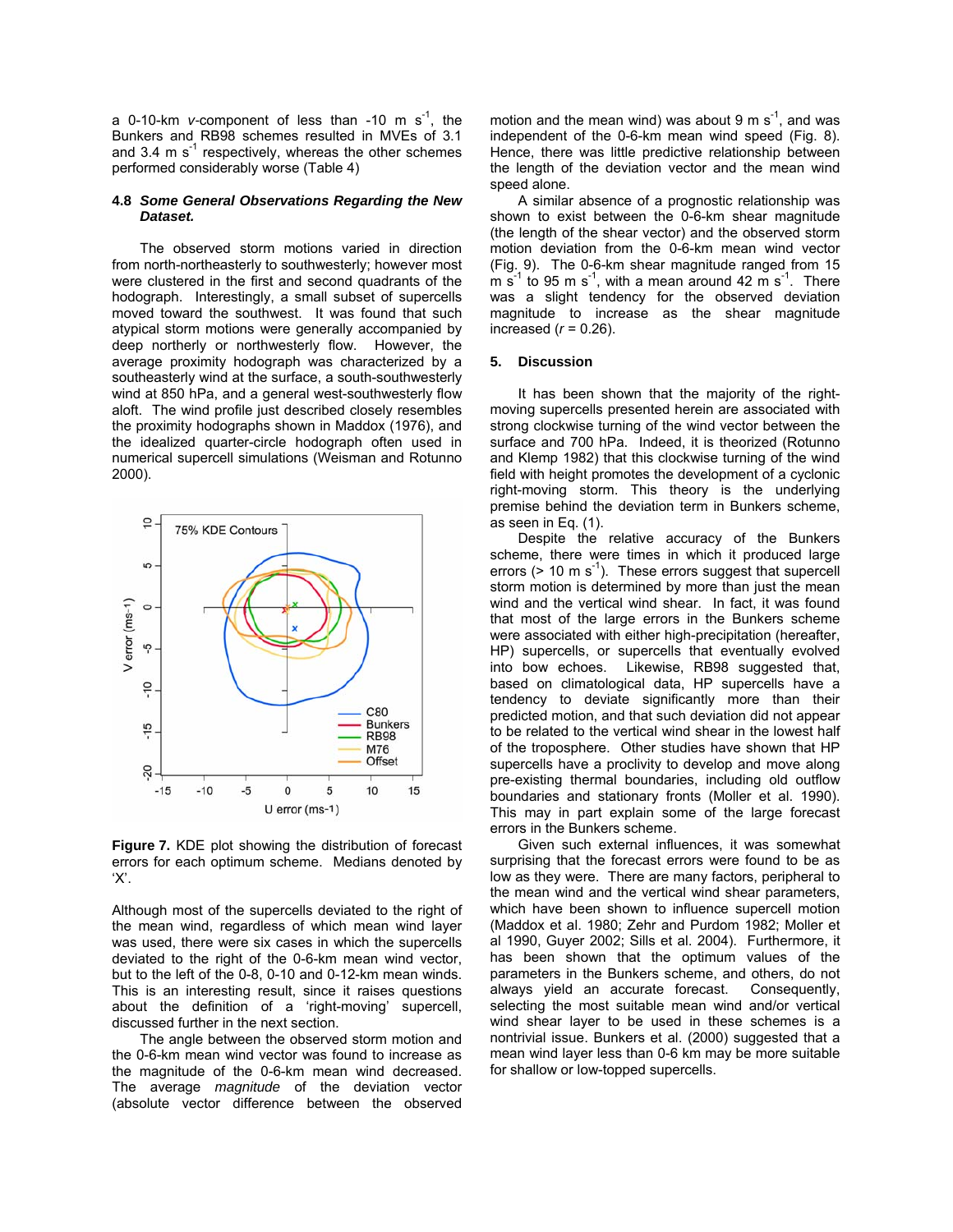a 0-10-km *v*-component of less than -10 m s$^{-1}$, the Bunkers and RB98 schemes resulted in MVEs of 3.1 and 3.4 m s$^{-1}$ respectively, whereas the other schemes performed considerably worse (Table 4)

### 4.8 *Some General Observations Regarding the New Dataset.*

The observed storm motions varied in direction from north-northeasterly to southwesterly; however most were clustered in the first and second quadrants of the hodograph. Interestingly, a small subset of supercells moved toward the southwest. It was found that such atypical storm motions were generally accompanied by deep northerly or northwesterly flow. However, the average proximity hodograph was characterized by a southeasterly wind at the surface, a south-southwesterly wind at 850 hPa, and a general west-southwesterly flow aloft. The wind profile just described closely resembles the proximity hodographs shown in Maddox (1976), and the idealized quarter-circle hodograph often used in numerical supercell simulations (Weisman and Rotunno 2000).

**Figure 7.** KDE plot showing the distribution of forecast errors for each optimum scheme. Medians denoted by 'X'.

Although most of the supercells deviated to the right of the mean wind, regardless of which mean wind layer was used, there were six cases in which the supercells deviated to the right of the 0-6-km mean wind vector, but to the left of the 0-8, 0-10 and 0-12-km mean winds. This is an interesting result, since it raises questions about the definition of a 'right-moving' supercell, discussed further in the next section.

The angle between the observed storm motion and the 0-6-km mean wind vector was found to increase as the magnitude of the 0-6-km mean wind decreased. The average *magnitude* of the deviation vector (absolute vector difference between the observed motion and the mean wind) was about 9 m s$^{-1}$, and was independent of the 0-6-km mean wind speed (Fig. 8). Hence, there was little predictive relationship between the length of the deviation vector and the mean wind speed alone.

A similar absence of a prognostic relationship was shown to exist between the 0-6-km shear magnitude (the length of the shear vector) and the observed storm motion deviation from the 0-6-km mean wind vector (Fig. 9). The 0-6-km shear magnitude ranged from 15 m s$^{-1}$ to 95 m s$^{-1}$, with a mean around 42 m s$^{-1}$. There was a slight tendency for the observed deviation magnitude to increase as the shear magnitude increased ($r = 0.26$).

## 5. Discussion

It has been shown that the majority of the right-moving supercells presented herein are associated with strong clockwise turning of the wind vector between the surface and 700 hPa. Indeed, it is theorized (Rotunno and Klemp 1982) that this clockwise turning of the wind field with height promotes the development of a cyclonic right-moving storm. This theory is the underlying premise behind the deviation term in Bunkers scheme, as seen in Eq. (1).

Despite the relative accuracy of the Bunkers scheme, there were times in which it produced large errors (> 10 m s$^{-1}$). These errors suggest that supercell storm motion is determined by more than just the mean wind and the vertical wind shear. In fact, it was found that most of the large errors in the Bunkers scheme were associated with either high-precipitation (hereafter, HP) supercells, or supercells that eventually evolved into bow echoes. Likewise, RB98 suggested that, based on climatological data, HP supercells have a tendency to deviate significantly more than their predicted motion, and that such deviation did not appear to be related to the vertical wind shear in the lowest half of the troposphere. Other studies have shown that HP supercells have a proclivity to develop and move along pre-existing thermal boundaries, including old outflow boundaries and stationary fronts (Moller et al. 1990). This may in part explain some of the large forecast errors in the Bunkers scheme.

Given such external influences, it was somewhat surprising that the forecast errors were found to be as low as they were. There are many factors, peripheral to the mean wind and the vertical wind shear parameters, which have been shown to influence supercell motion (Maddox et al. 1980; Zehr and Purdom 1982; Moller et al 1990, Guyer 2002; Sills et al. 2004). Furthermore, it has been shown that the optimum values of the parameters in the Bunkers scheme, and others, do not always yield an accurate forecast. Consequently, selecting the most suitable mean wind and/or vertical wind shear layer to be used in these schemes is a nontrivial issue. Bunkers et al. (2000) suggested that a mean wind layer less than 0-6 km may be more suitable for shallow or low-topped supercells.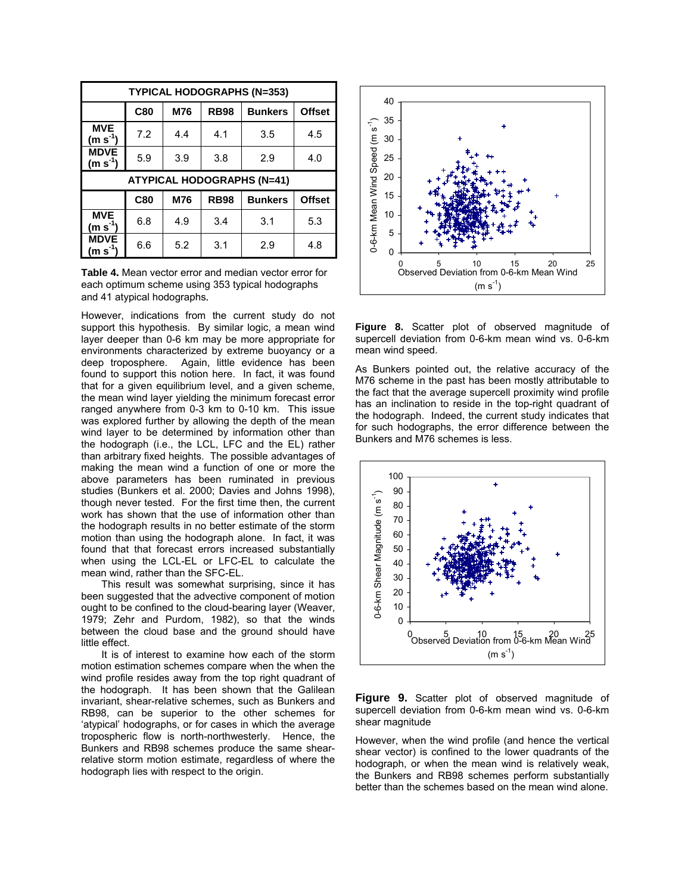| TYPICAL HODOGRAPHS (N=353) | | | | | |
|---|---|---|---|---|---|
| | C80 | M76 | RB98 | Bunkers | Offset |
| MVE ($m\ s^{-1}$) | 7.2 | 4.4 | 4.1 | 3.5 | 4.5 |
| MDVE ($m\ s^{-1}$) | 5.9 | 3.9 | 3.8 | 2.9 | 4.0 |
| **ATYPICAL HODOGRAPHS (N=41)** | | | | | |
| | **C80** | **M76** | **RB98** | **Bunkers** | **Offset** |
| MVE ($m\ s^{-1}$) | 6.8 | 4.9 | 3.4 | 3.1 | 5.3 |
| MDVE ($m\ s^{-1}$) | 6.6 | 5.2 | 3.1 | 2.9 | 4.8 |

**Table 4.** Mean vector error and median vector error for each optimum scheme using 353 typical hodographs and 41 atypical hodographs.

However, indications from the current study do not support this hypothesis. By similar logic, a mean wind layer deeper than 0-6 km may be more appropriate for environments characterized by extreme buoyancy or a deep troposphere. Again, little evidence has been found to support this notion here. In fact, it was found that for a given equilibrium level, and a given scheme, the mean wind layer yielding the minimum forecast error ranged anywhere from 0-3 km to 0-10 km. This issue was explored further by allowing the depth of the mean wind layer to be determined by information other than the hodograph (i.e., the LCL, LFC and the EL) rather than arbitrary fixed heights. The possible advantages of making the mean wind a function of one or more the above parameters has been ruminated in previous studies (Bunkers et al. 2000; Davies and Johns 1998), though never tested. For the first time then, the current work has shown that the use of information other than the hodograph results in no better estimate of the storm motion than using the hodograph alone. In fact, it was found that that forecast errors increased substantially when using the LCL-EL or LFC-EL to calculate the mean wind, rather than the SFC-EL.

This result was somewhat surprising, since it has been suggested that the advective component of motion ought to be confined to the cloud-bearing layer (Weaver, 1979; Zehr and Purdom, 1982), so that the winds between the cloud base and the ground should have little effect.

It is of interest to examine how each of the storm motion estimation schemes compare when the when the wind profile resides away from the top right quadrant of the hodograph. It has been shown that the Galilean invariant, shear-relative schemes, such as Bunkers and RB98, can be superior to the other schemes for 'atypical' hodographs, or for cases in which the average tropospheric flow is north-northwesterly. Hence, the Bunkers and RB98 schemes produce the same shear-relative storm motion estimate, regardless of where the hodograph lies with respect to the origin.

**Figure 8.** Scatter plot of observed magnitude of supercell deviation from 0-6-km mean wind vs. 0-6-km mean wind speed.

As Bunkers pointed out, the relative accuracy of the M76 scheme in the past has been mostly attributable to the fact that the average supercell proximity wind profile has an inclination to reside in the top-right quadrant of the hodograph. Indeed, the current study indicates that for such hodographs, the error difference between the Bunkers and M76 schemes is less.

**Figure 9.** Scatter plot of observed magnitude of supercell deviation from 0-6-km mean wind vs. 0-6-km shear magnitude

However, when the wind profile (and hence the vertical shear vector) is confined to the lower quadrants of the hodograph, or when the mean wind is relatively weak, the Bunkers and RB98 schemes perform substantially better than the schemes based on the mean wind alone.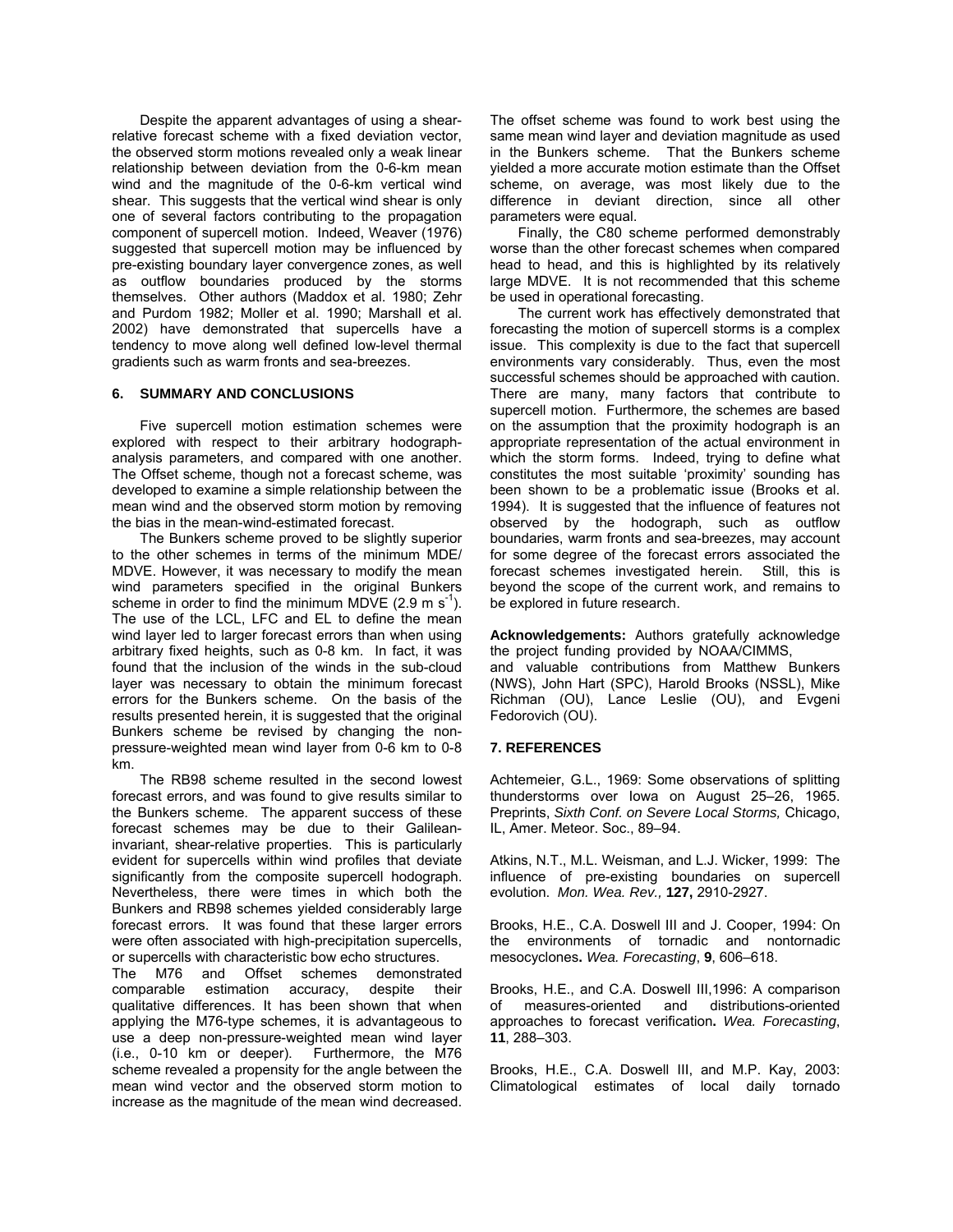Despite the apparent advantages of using a shear-relative forecast scheme with a fixed deviation vector, the observed storm motions revealed only a weak linear relationship between deviation from the 0-6-km mean wind and the magnitude of the 0-6-km vertical wind shear. This suggests that the vertical wind shear is only one of several factors contributing to the propagation component of supercell motion. Indeed, Weaver (1976) suggested that supercell motion may be influenced by pre-existing boundary layer convergence zones, as well as outflow boundaries produced by the storms themselves. Other authors (Maddox et al. 1980; Zehr and Purdom 1982; Moller et al. 1990; Marshall et al. 2002) have demonstrated that supercells have a tendency to move along well defined low-level thermal gradients such as warm fronts and sea-breezes.

## 6. SUMMARY AND CONCLUSIONS

Five supercell motion estimation schemes were explored with respect to their arbitrary hodograph-analysis parameters, and compared with one another. The Offset scheme, though not a forecast scheme, was developed to examine a simple relationship between the mean wind and the observed storm motion by removing the bias in the mean-wind-estimated forecast.

The Bunkers scheme proved to be slightly superior to the other schemes in terms of the minimum MDE/MDVE. However, it was necessary to modify the mean wind parameters specified in the original Bunkers scheme in order to find the minimum MDVE (2.9 m $s^{-1}$). The use of the LCL, LFC and EL to define the mean wind layer led to larger forecast errors than when using arbitrary fixed heights, such as 0-8 km. In fact, it was found that the inclusion of the winds in the sub-cloud layer was necessary to obtain the minimum forecast errors for the Bunkers scheme. On the basis of the results presented herein, it is suggested that the original Bunkers scheme be revised by changing the non-pressure-weighted mean wind layer from 0-6 km to 0-8 km.

The RB98 scheme resulted in the second lowest forecast errors, and was found to give results similar to the Bunkers scheme. The apparent success of these forecast schemes may be due to their Galilean-invariant, shear-relative properties. This is particularly evident for supercells within wind profiles that deviate significantly from the composite supercell hodograph. Nevertheless, there were times in which both the Bunkers and RB98 schemes yielded considerably large forecast errors. It was found that these larger errors were often associated with high-precipitation supercells, or supercells with characteristic bow echo structures.

The M76 and Offset schemes demonstrated comparable estimation accuracy, despite their qualitative differences. It has been shown that when applying the M76-type schemes, it is advantageous to use a deep non-pressure-weighted mean wind layer (i.e., 0-10 km or deeper). Furthermore, the M76 scheme revealed a propensity for the angle between the mean wind vector and the observed storm motion to increase as the magnitude of the mean wind decreased. The offset scheme was found to work best using the same mean wind layer and deviation magnitude as used in the Bunkers scheme. That the Bunkers scheme yielded a more accurate motion estimate than the Offset scheme, on average, was most likely due to the difference in deviant direction, since all other parameters were equal.

Finally, the C80 scheme performed demonstrably worse than the other forecast schemes when compared head to head, and this is highlighted by its relatively large MDVE. It is not recommended that this scheme be used in operational forecasting.

The current work has effectively demonstrated that forecasting the motion of supercell storms is a complex issue. This complexity is due to the fact that supercell environments vary considerably. Thus, even the most successful schemes should be approached with caution. There are many, many factors that contribute to supercell motion. Furthermore, the schemes are based on the assumption that the proximity hodograph is an appropriate representation of the actual environment in which the storm forms. Indeed, trying to define what constitutes the most suitable 'proximity' sounding has been shown to be a problematic issue (Brooks et al. 1994). It is suggested that the influence of features not observed by the hodograph, such as outflow boundaries, warm fronts and sea-breezes, may account for some degree of the forecast errors associated the forecast schemes investigated herein. Still, this is beyond the scope of the current work, and remains to be explored in future research.

**Acknowledgements:** Authors gratefully acknowledge the project funding provided by NOAA/CIMMS, and valuable contributions from Matthew Bunkers (NWS), John Hart (SPC), Harold Brooks (NSSL), Mike Richman (OU), Lance Leslie (OU), and Evgeni Fedorovich (OU).

## 7. REFERENCES

Achtemeier, G.L., 1969: Some observations of splitting thunderstorms over Iowa on August 25–26, 1965. Preprints, *Sixth Conf. on Severe Local Storms,* Chicago, IL, Amer. Meteor. Soc., 89–94.

Atkins, N.T., M.L. Weisman, and L.J. Wicker, 1999: The influence of pre-existing boundaries on supercell evolution. *Mon. Wea. Rev.,* **127,** 2910-2927.

Brooks, H.E., C.A. Doswell III and J. Cooper, 1994: On the environments of tornadic and nontornadic mesocyclones**.** *Wea. Forecasting*, **9**, 606–618.

Brooks, H.E., and C.A. Doswell III,1996: A comparison of measures-oriented and distributions-oriented approaches to forecast verification**.** *Wea. Forecasting*, **11**, 288–303.

Brooks, H.E., C.A. Doswell III, and M.P. Kay, 2003: Climatological estimates of local daily tornado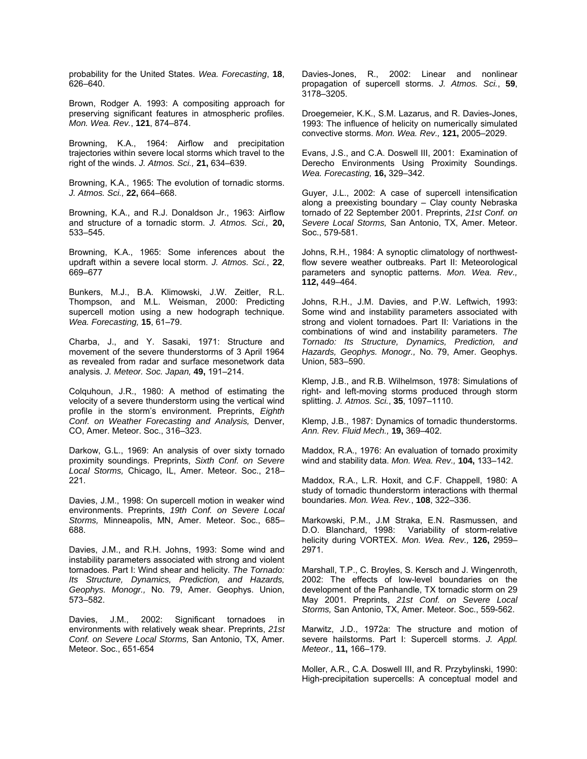probability for the United States. *Wea. Forecasting*, **18**, 626–640.

Brown, Rodger A. 1993: A compositing approach for preserving significant features in atmospheric profiles. *Mon. Wea. Rev.*, **121**, 874–874.

Browning, K.A., 1964: Airflow and precipitation trajectories within severe local storms which travel to the right of the winds. *J. Atmos. Sci.,* **21,** 634–639.

Browning, K.A., 1965: The evolution of tornadic storms. *J. Atmos. Sci.,* **22,** 664–668.

Browning, K.A., and R.J. Donaldson Jr., 1963: Airflow and structure of a tornadic storm. *J. Atmos. Sci.,* **20,** 533–545.

Browning, K.A., 1965: Some inferences about the updraft within a severe local storm. *J. Atmos. Sci.*, **22**, 669–677

Bunkers, M.J., B.A. Klimowski, J.W. Zeitler, R.L. Thompson, and M.L. Weisman, 2000: Predicting supercell motion using a new hodograph technique. *Wea. Forecasting,* **15**, 61–79.

Charba, J., and Y. Sasaki, 1971: Structure and movement of the severe thunderstorms of 3 April 1964 as revealed from radar and surface mesonetwork data analysis. *J. Meteor. Soc. Japan,* **49,** 191–214.

Colquhoun, J.R., 1980: A method of estimating the velocity of a severe thunderstorm using the vertical wind profile in the storm's environment. Preprints, *Eighth Conf. on Weather Forecasting and Analysis,* Denver, CO, Amer. Meteor. Soc., 316–323.

Darkow, G.L., 1969: An analysis of over sixty tornado proximity soundings. Preprints, *Sixth Conf. on Severe Local Storms,* Chicago, IL, Amer. Meteor. Soc., 218–221.

Davies, J.M., 1998: On supercell motion in weaker wind environments. Preprints, *19th Conf. on Severe Local Storms,* Minneapolis, MN, Amer. Meteor. Soc., 685–688.

Davies, J.M., and R.H. Johns, 1993: Some wind and instability parameters associated with strong and violent tornadoes. Part I: Wind shear and helicity. *The Tornado: Its Structure, Dynamics, Prediction, and Hazards, Geophys. Monogr.,* No. 79, Amer. Geophys. Union, 573–582.

Davies, J.M., 2002: Significant tornadoes in environments with relatively weak shear. Preprints, *21st Conf. on Severe Local Storms,* San Antonio, TX, Amer. Meteor. Soc., 651-654

Davies-Jones, R., 2002: Linear and nonlinear propagation of supercell storms. *J. Atmos. Sci.*, **59**, 3178–3205.

Droegemeier, K.K., S.M. Lazarus, and R. Davies-Jones, 1993: The influence of helicity on numerically simulated convective storms. *Mon. Wea. Rev.,* **121,** 2005–2029.

Evans, J.S., and C.A. Doswell III, 2001: Examination of Derecho Environments Using Proximity Soundings. *Wea. Forecasting,* **16,** 329–342.

Guyer, J.L., 2002: A case of supercell intensification along a preexisting boundary – Clay county Nebraska tornado of 22 September 2001. Preprints, *21st Conf. on Severe Local Storms,* San Antonio, TX, Amer. Meteor. Soc., 579-581.

Johns, R.H., 1984: A synoptic climatology of northwest-flow severe weather outbreaks. Part II: Meteorological parameters and synoptic patterns. *Mon. Wea. Rev.,* **112,** 449–464.

Johns, R.H., J.M. Davies, and P.W. Leftwich, 1993: Some wind and instability parameters associated with strong and violent tornadoes. Part II: Variations in the combinations of wind and instability parameters. *The Tornado: Its Structure, Dynamics, Prediction, and Hazards, Geophys. Monogr.,* No. 79, Amer. Geophys. Union, 583–590.

Klemp, J.B., and R.B. Wilhelmson, 1978: Simulations of right- and left-moving storms produced through storm splitting. *J. Atmos. Sci.*, **35**, 1097–1110.

Klemp, J.B., 1987: Dynamics of tornadic thunderstorms. *Ann. Rev. Fluid Mech.,* **19,** 369–402.

Maddox, R.A., 1976: An evaluation of tornado proximity wind and stability data. *Mon. Wea. Rev.,* **104,** 133–142.

Maddox, R.A., L.R. Hoxit, and C.F. Chappell, 1980: A study of tornadic thunderstorm interactions with thermal boundaries. *Mon. Wea. Rev.*, **108**, 322–336.

Markowski, P.M., J.M Straka, E.N. Rasmussen, and D.O. Blanchard, 1998: Variability of storm-relative helicity during VORTEX. *Mon. Wea. Rev.,* **126,** 2959–2971.

Marshall, T.P., C. Broyles, S. Kersch and J. Wingenroth, 2002: The effects of low-level boundaries on the development of the Panhandle, TX tornadic storm on 29 May 2001. Preprints, *21st Conf. on Severe Local Storms,* San Antonio, TX, Amer. Meteor. Soc., 559-562.

Marwitz, J.D., 1972a: The structure and motion of severe hailstorms. Part I: Supercell storms. *J. Appl. Meteor.,* **11,** 166–179.

Moller, A.R., C.A. Doswell III, and R. Przybylinski, 1990: High-precipitation supercells: A conceptual model and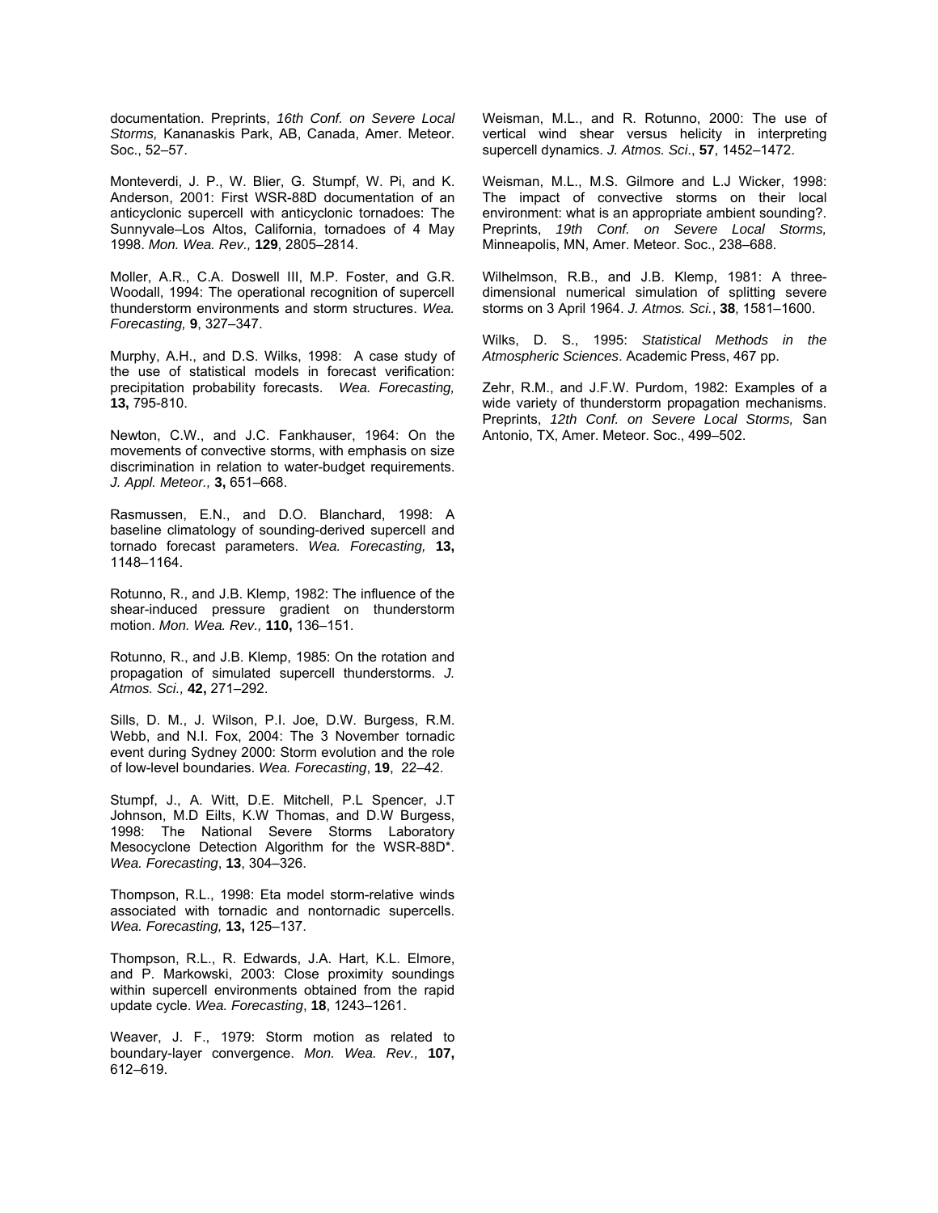documentation. Preprints, *16th Conf. on Severe Local Storms,* Kananaskis Park, AB, Canada, Amer. Meteor. Soc., 52–57.

Monteverdi, J. P., W. Blier, G. Stumpf, W. Pi, and K. Anderson, 2001: First WSR-88D documentation of an anticyclonic supercell with anticyclonic tornadoes: The Sunnyvale–Los Altos, California, tornadoes of 4 May 1998. *Mon. Wea. Rev.,* **129**, 2805–2814.

Moller, A.R., C.A. Doswell III, M.P. Foster, and G.R. Woodall, 1994: The operational recognition of supercell thunderstorm environments and storm structures. *Wea. Forecasting,* **9**, 327–347.

Murphy, A.H., and D.S. Wilks, 1998: A case study of the use of statistical models in forecast verification: precipitation probability forecasts. *Wea. Forecasting,* **13,** 795-810.

Newton, C.W., and J.C. Fankhauser, 1964: On the movements of convective storms, with emphasis on size discrimination in relation to water-budget requirements. *J. Appl. Meteor.,* **3,** 651–668.

Rasmussen, E.N., and D.O. Blanchard, 1998: A baseline climatology of sounding-derived supercell and tornado forecast parameters. *Wea. Forecasting,* **13,** 1148–1164.

Rotunno, R., and J.B. Klemp, 1982: The influence of the shear-induced pressure gradient on thunderstorm motion. *Mon. Wea. Rev.,* **110,** 136–151.

Rotunno, R., and J.B. Klemp, 1985: On the rotation and propagation of simulated supercell thunderstorms. *J. Atmos. Sci.,* **42,** 271–292.

Sills, D. M., J. Wilson, P.I. Joe, D.W. Burgess, R.M. Webb, and N.I. Fox, 2004: The 3 November tornadic event during Sydney 2000: Storm evolution and the role of low-level boundaries. *Wea. Forecasting*, **19**, 22–42.

Stumpf, J., A. Witt, D.E. Mitchell, P.L Spencer, J.T Johnson, M.D Eilts, K.W Thomas, and D.W Burgess, 1998: The National Severe Storms Laboratory Mesocyclone Detection Algorithm for the WSR-88D*. *Wea. Forecasting*, **13**, 304–326.

Thompson, R.L., 1998: Eta model storm-relative winds associated with tornadic and nontornadic supercells. *Wea. Forecasting,* **13,** 125–137.

Thompson, R.L., R. Edwards, J.A. Hart, K.L. Elmore, and P. Markowski, 2003: Close proximity soundings within supercell environments obtained from the rapid update cycle. *Wea. Forecasting*, **18**, 1243–1261.

Weaver, J. F., 1979: Storm motion as related to boundary-layer convergence. *Mon. Wea. Rev.,* **107,** 612–619.

Weisman, M.L., and R. Rotunno, 2000: The use of vertical wind shear versus helicity in interpreting supercell dynamics. *J. Atmos. Sci*., **57**, 1452–1472.

Weisman, M.L., M.S. Gilmore and L.J Wicker, 1998: The impact of convective storms on their local environment: what is an appropriate ambient sounding?. Preprints, *19th Conf. on Severe Local Storms,* Minneapolis, MN, Amer. Meteor. Soc., 238–688.

Wilhelmson, R.B., and J.B. Klemp, 1981: A three-dimensional numerical simulation of splitting severe storms on 3 April 1964. *J. Atmos. Sci.*, **38**, 1581–1600.

Wilks, D. S., 1995: *Statistical Methods in the Atmospheric Sciences*. Academic Press, 467 pp.

Zehr, R.M., and J.F.W. Purdom, 1982: Examples of a wide variety of thunderstorm propagation mechanisms. Preprints, *12th Conf. on Severe Local Storms,* San Antonio, TX, Amer. Meteor. Soc., 499–502.